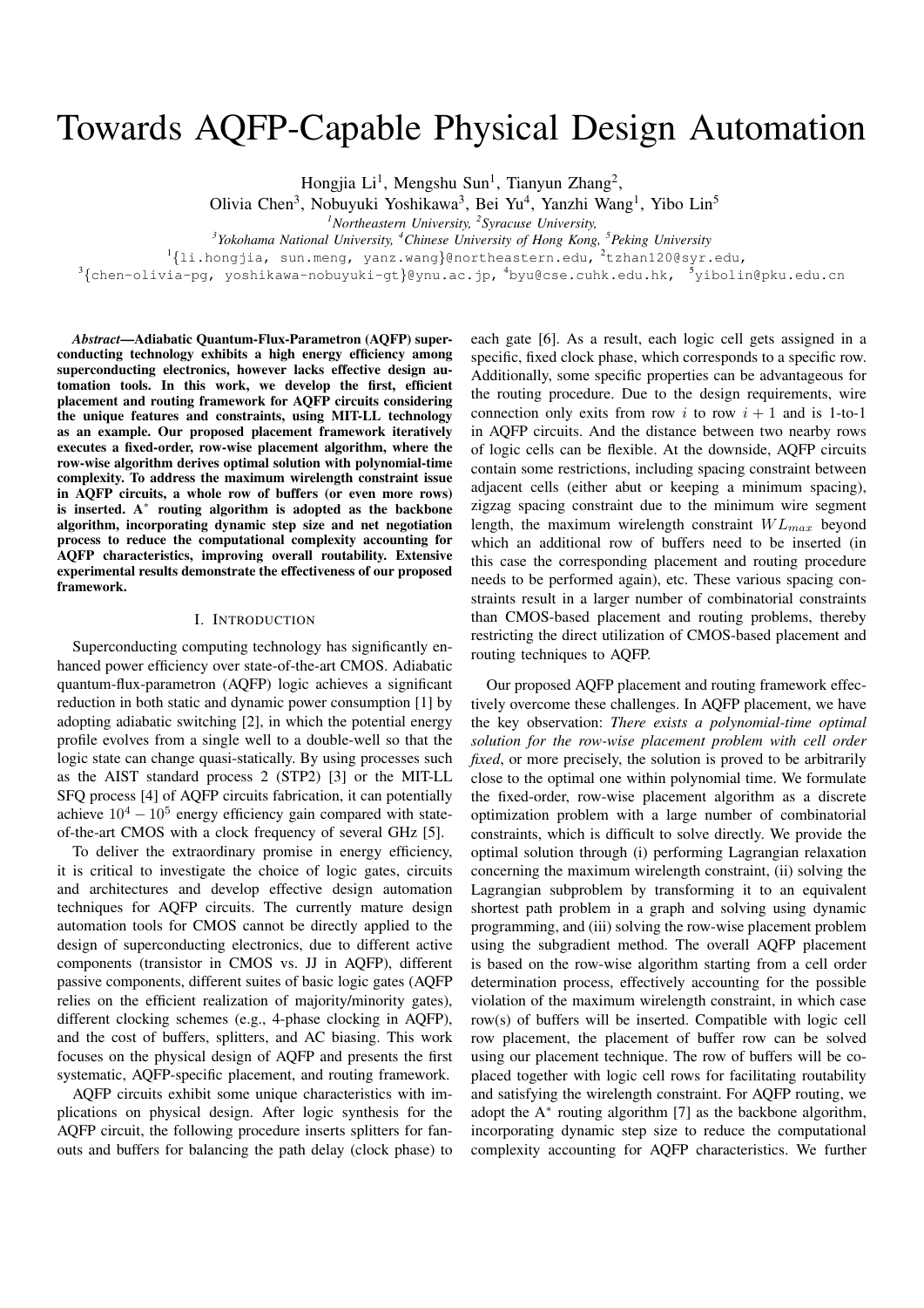# Towards AQFP-Capable Physical Design Automation

Hongjia Li[1], Mengshu Sun[1], Tianyun Zhang[2],
Olivia Chen[3], Nobuyuki Yoshikawa[3], Bei Yu[4], Yanzhi Wang[1], Yibo Lin[5]

[1]*Northeastern University,* [2]*Syracuse University,*
[3]*Yokohama National University,* [4]*Chinese University of Hong Kong,* [5]*Peking University*

[1]{li.hongjia, sun.meng, yanz.wang}@northeastern.edu, [2]tzhan120@syr.edu,
[3]{chen-olivia-pg, yoshikawa-nobuyuki-gt}@ynu.ac.jp, [4]byu@cse.cuhk.edu.hk, [5]yibolin@pku.edu.cn

***Abstract*—Adiabatic Quantum-Flux-Parametron (AQFP) superconducting technology exhibits a high energy efficiency among superconducting electronics, however lacks effective design automation tools. In this work, we develop the first, efficient placement and routing framework for AQFP circuits considering the unique features and constraints, using MIT-LL technology as an example. Our proposed placement framework iteratively executes a fixed-order, row-wise placement algorithm, where the row-wise algorithm derives optimal solution with polynomial-time complexity. To address the maximum wirelength constraint issue in AQFP circuits, a whole row of buffers (or even more rows) is inserted. A$^*$ routing algorithm is adopted as the backbone algorithm, incorporating dynamic step size and net negotiation process to reduce the computational complexity accounting for AQFP characteristics, improving overall routability. Extensive experimental results demonstrate the effectiveness of our proposed framework.**

## I. Introduction

Superconducting computing technology has significantly enhanced power efficiency over state-of-the-art CMOS. Adiabatic quantum-flux-parametron (AQFP) logic achieves a significant reduction in both static and dynamic power consumption [1] by adopting adiabatic switching [2], in which the potential energy profile evolves from a single well to a double-well so that the logic state can change quasi-statically. By using processes such as the AIST standard process 2 (STP2) [3] or the MIT-LL SFQ process [4] of AQFP circuits fabrication, it can potentially achieve $10^4 - 10^5$ energy efficiency gain compared with state-of-the-art CMOS with a clock frequency of several GHz [5].

To deliver the extraordinary promise in energy efficiency, it is critical to investigate the choice of logic gates, circuits and architectures and develop effective design automation techniques for AQFP circuits. The currently mature design automation tools for CMOS cannot be directly applied to the design of superconducting electronics, due to different active components (transistor in CMOS vs. JJ in AQFP), different passive components, different suites of basic logic gates (AQFP relies on the efficient realization of majority/minority gates), different clocking schemes (e.g., 4-phase clocking in AQFP), and the cost of buffers, splitters, and AC biasing. This work focuses on the physical design of AQFP and presents the first systematic, AQFP-specific placement, and routing framework.

AQFP circuits exhibit some unique characteristics with implications on physical design. After logic synthesis for the AQFP circuit, the following procedure inserts splitters for fanouts and buffers for balancing the path delay (clock phase) to each gate [6]. As a result, each logic cell gets assigned in a specific, fixed clock phase, which corresponds to a specific row. Additionally, some specific properties can be advantageous for the routing procedure. Due to the design requirements, wire connection only exits from row $i$ to row $i+1$ and is 1-to-1 in AQFP circuits. And the distance between two nearby rows of logic cells can be flexible. At the downside, AQFP circuits contain some restrictions, including spacing constraint between adjacent cells (either abut or keeping a minimum spacing), zigzag spacing constraint due to the minimum wire segment length, the maximum wirelength constraint $WL_{max}$ beyond which an additional row of buffers need to be inserted (in this case the corresponding placement and routing procedure needs to be performed again), etc. These various spacing constraints result in a larger number of combinatorial constraints than CMOS-based placement and routing problems, thereby restricting the direct utilization of CMOS-based placement and routing techniques to AQFP.

Our proposed AQFP placement and routing framework effectively overcome these challenges. In AQFP placement, we have the key observation: *There exists a polynomial-time optimal solution for the row-wise placement problem with cell order fixed*, or more precisely, the solution is proved to be arbitrarily close to the optimal one within polynomial time. We formulate the fixed-order, row-wise placement algorithm as a discrete optimization problem with a large number of combinatorial constraints, which is difficult to solve directly. We provide the optimal solution through (i) performing Lagrangian relaxation concerning the maximum wirelength constraint, (ii) solving the Lagrangian subproblem by transforming it to an equivalent shortest path problem in a graph and solving using dynamic programming, and (iii) solving the row-wise placement problem using the subgradient method. The overall AQFP placement is based on the row-wise algorithm starting from a cell order determination process, effectively accounting for the possible violation of the maximum wirelength constraint, in which case row(s) of buffers will be inserted. Compatible with logic cell row placement, the placement of buffer row can be solved using our placement technique. The row of buffers will be co-placed together with logic cell rows for facilitating routability and satisfying the wirelength constraint. For AQFP routing, we adopt the A$^*$ routing algorithm [7] as the backbone algorithm, incorporating dynamic step size to reduce the computational complexity accounting for AQFP characteristics. We further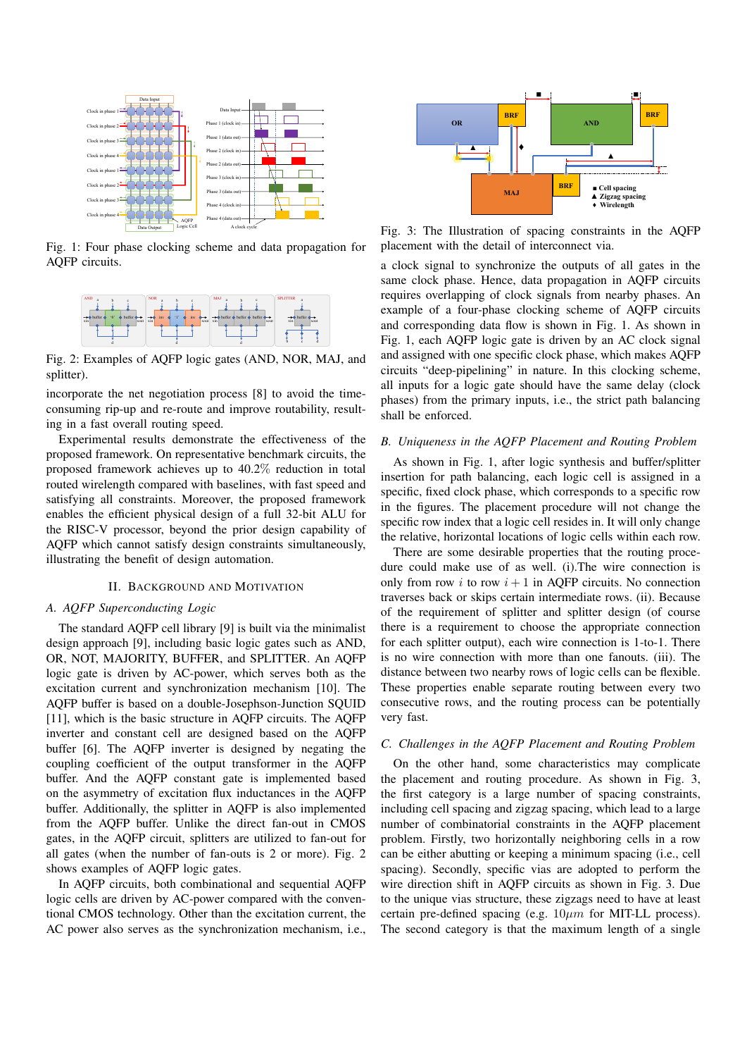Fig. 1: Four phase clocking scheme and data propagation for AQFP circuits.

Fig. 2: Examples of AQFP logic gates (AND, NOR, MAJ, and splitter).

incorporate the net negotiation process [8] to avoid the time-consuming rip-up and re-route and improve routability, resulting in a fast overall routing speed.

Experimental results demonstrate the effectiveness of the proposed framework. On representative benchmark circuits, the proposed framework achieves up to 40.2% reduction in total routed wirelength compared with baselines, with fast speed and satisfying all constraints. Moreover, the proposed framework enables the efficient physical design of a full 32-bit ALU for the RISC-V processor, beyond the prior design capability of AQFP which cannot satisfy design constraints simultaneously, illustrating the benefit of design automation.

## II. Background and Motivation

### A. AQFP Superconducting Logic

The standard AQFP cell library [9] is built via the minimalist design approach [9], including basic logic gates such as AND, OR, NOT, MAJORITY, BUFFER, and SPLITTER. An AQFP logic gate is driven by AC-power, which serves both as the excitation current and synchronization mechanism [10]. The AQFP buffer is based on a double-Josephson-Junction SQUID [11], which is the basic structure in AQFP circuits. The AQFP inverter and constant cell are designed based on the AQFP buffer [6]. The AQFP inverter is designed by negating the coupling coefficient of the output transformer in the AQFP buffer. And the AQFP constant gate is implemented based on the asymmetry of excitation flux inductances in the AQFP buffer. Additionally, the splitter in AQFP is also implemented from the AQFP buffer. Unlike the direct fan-out in CMOS gates, in the AQFP circuit, splitters are utilized to fan-out for all gates (when the number of fan-outs is 2 or more). Fig. 2 shows examples of AQFP logic gates.

In AQFP circuits, both combinational and sequential AQFP logic cells are driven by AC-power compared with the conventional CMOS technology. Other than the excitation current, the AC power also serves as the synchronization mechanism, i.e., a clock signal to synchronize the outputs of all gates in the same clock phase. Hence, data propagation in AQFP circuits requires overlapping of clock signals from nearby phases. An example of a four-phase clocking scheme of AQFP circuits and corresponding data flow is shown in Fig. 1. As shown in Fig. 1, each AQFP logic gate is driven by an AC clock signal and assigned with one specific clock phase, which makes AQFP circuits "deep-pipelining" in nature. In this clocking scheme, all inputs for a logic gate should have the same delay (clock phases) from the primary inputs, i.e., the strict path balancing shall be enforced.

Fig. 3: The Illustration of spacing constraints in the AQFP placement with the detail of interconnect via.

### B. Uniqueness in the AQFP Placement and Routing Problem

As shown in Fig. 1, after logic synthesis and buffer/splitter insertion for path balancing, each logic cell is assigned in a specific, fixed clock phase, which corresponds to a specific row in the figures. The placement procedure will not change the specific row index that a logic cell resides in. It will only change the relative, horizontal locations of logic cells within each row.

There are some desirable properties that the routing procedure could make use of as well. (i).The wire connection is only from row $i$ to row $i+1$ in AQFP circuits. No connection traverses back or skips certain intermediate rows. (ii). Because of the requirement of splitter and splitter design (of course there is a requirement to choose the appropriate connection for each splitter output), each wire connection is 1-to-1. There is no wire connection with more than one fanouts. (iii). The distance between two nearby rows of logic cells can be flexible. These properties enable separate routing between every two consecutive rows, and the routing process can be potentially very fast.

### C. Challenges in the AQFP Placement and Routing Problem

On the other hand, some characteristics may complicate the placement and routing procedure. As shown in Fig. 3, the first category is a large number of spacing constraints, including cell spacing and zigzag spacing, which lead to a large number of combinatorial constraints in the AQFP placement problem. Firstly, two horizontally neighboring cells in a row can be either abutting or keeping a minimum spacing (i.e., cell spacing). Secondly, specific vias are adopted to perform the wire direction shift in AQFP circuits as shown in Fig. 3. Due to the unique vias structure, these zigzags need to have at least certain pre-defined spacing (e.g. $10\mu m$ for MIT-LL process). The second category is that the maximum length of a single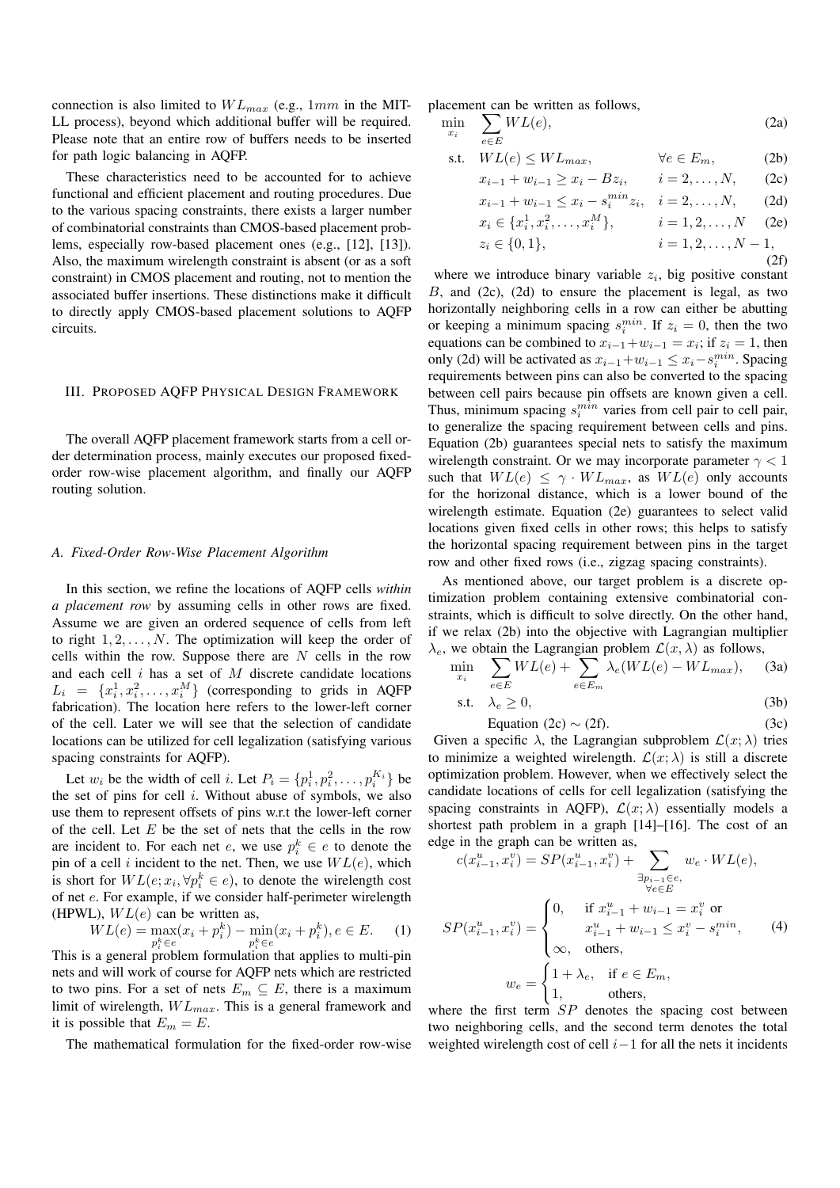connection is also limited to $WL_{max}$ (e.g., $1mm$ in the MIT-LL process), beyond which additional buffer will be required. Please note that an entire row of buffers needs to be inserted for path logic balancing in AQFP.

These characteristics need to be accounted for to achieve functional and efficient placement and routing procedures. Due to the various spacing constraints, there exists a larger number of combinatorial constraints than CMOS-based placement problems, especially row-based placement ones (e.g., [12], [13]). Also, the maximum wirelength constraint is absent (or as a soft constraint) in CMOS placement and routing, not to mention the associated buffer insertions. These distinctions make it difficult to directly apply CMOS-based placement solutions to AQFP circuits.

## III. Proposed AQFP Physical Design Framework

The overall AQFP placement framework starts from a cell order determination process, mainly executes our proposed fixed-order row-wise placement algorithm, and finally our AQFP routing solution.

### A. Fixed-Order Row-Wise Placement Algorithm

In this section, we refine the locations of AQFP cells *within a placement row* by assuming cells in other rows are fixed. Assume we are given an ordered sequence of cells from left to right $1, 2, \ldots, N$. The optimization will keep the order of cells within the row. Suppose there are $N$ cells in the row and each cell $i$ has a set of $M$ discrete candidate locations $L_i = \{x_i^1, x_i^2, \ldots, x_i^M\}$ (corresponding to grids in AQFP fabrication). The location here refers to the lower-left corner of the cell. Later we will see that the selection of candidate locations can be utilized for cell legalization (satisfying various spacing constraints for AQFP).

Let $w_i$ be the width of cell $i$. Let $P_i = \{p_i^1, p_i^2, \ldots, p_i^{K_i}\}$ be the set of pins for cell $i$. Without abuse of symbols, we also use them to represent offsets of pins w.r.t the lower-left corner of the cell. Let $E$ be the set of nets that the cells in the row are incident to. For each net $e$, we use $p_i^k \in e$ to denote the pin of a cell $i$ incident to the net. Then, we use $WL(e)$, which is short for $WL(e; x_i, \forall p_i^k \in e)$, to denote the wirelength cost of net $e$. For example, if we consider half-perimeter wirelength (HPWL), $WL(e)$ can be written as,

$$WL(e) = \max_{p_i^k \in e}(x_i + p_i^k) - \min_{p_i^k \in e}(x_i + p_i^k), e \in E. \tag{1}$$

This is a general problem formulation that applies to multi-pin nets and will work of course for AQFP nets which are restricted to two pins. For a set of nets $E_m \subseteq E$, there is a maximum limit of wirelength, $WL_{max}$. This is a general framework and it is possible that $E_m = E$.

The mathematical formulation for the fixed-order row-wise placement can be written as follows,

$$\min_{x_i} \quad \sum_{e \in E} WL(e), \tag{2a}$$

$$\text{s.t.} \quad WL(e) \leq WL_{max}, \qquad \forall e \in E_m, \tag{2b}$$

$$x_{i-1} + w_{i-1} \geq x_i - Bz_i, \qquad i = 2, \ldots, N, \tag{2c}$$

$$x_{i-1} + w_{i-1} \leq x_i - s_i^{min} z_i, \quad i = 2, \ldots, N, \tag{2d}$$

$$x_i \in \{x_i^1, x_i^2, \ldots, x_i^M\}, \qquad i = 1, 2, \ldots, N \tag{2e}$$

$$z_i \in \{0, 1\}, \qquad i = 1, 2, \ldots, N-1, \tag{2f}$$

where we introduce binary variable $z_i$, big positive constant $B$, and (2c), (2d) to ensure the placement is legal, as two horizontally neighboring cells in a row can either be abutting or keeping a minimum spacing $s_i^{min}$. If $z_i = 0$, then the two equations can be combined to $x_{i-1}+w_{i-1} = x_i$; if $z_i = 1$, then only (2d) will be activated as $x_{i-1}+w_{i-1} \leq x_i - s_i^{min}$. Spacing requirements between pins can also be converted to the spacing between cell pairs because pin offsets are known given a cell. Thus, minimum spacing $s_i^{min}$ varies from cell pair to cell pair, to generalize the spacing requirement between cells and pins. Equation (2b) guarantees special nets to satisfy the maximum wirelength constraint. Or we may incorporate parameter $\gamma < 1$ such that $WL(e) \leq \gamma \cdot WL_{max}$, as $WL(e)$ only accounts for the horizonal distance, which is a lower bound of the wirelength estimate. Equation (2e) guarantees to select valid locations given fixed cells in other rows; this helps to satisfy the horizontal spacing requirement between pins in the target row and other fixed rows (i.e., zigzag spacing constraints).

As mentioned above, our target problem is a discrete optimization problem containing extensive combinatorial constraints, which is difficult to solve directly. On the other hand, if we relax (2b) into the objective with Lagrangian multiplier $\lambda_e$, we obtain the Lagrangian problem $\mathcal{L}(x, \lambda)$ as follows,

$$\min_{x_i} \quad \sum_{e \in E} WL(e) + \sum_{e \in E_m} \lambda_e (WL(e) - WL_{max}), \tag{3a}$$

$$\text{s.t.} \quad \lambda_e \geq 0, \tag{3b}$$

$$\text{Equation (2c)} \sim \text{(2f)}. \tag{3c}$$

Given a specific $\lambda$, the Lagrangian subproblem $\mathcal{L}(x; \lambda)$ tries to minimize a weighted wirelength. $\mathcal{L}(x; \lambda)$ is still a discrete optimization problem. However, when we effectively select the candidate locations of cells for cell legalization (satisfying the spacing constraints in AQFP), $\mathcal{L}(x; \lambda)$ essentially models a shortest path problem in a graph [14]–[16]. The cost of an edge in the graph can be written as,

$$c(x_{i-1}^u, x_i^v) = SP(x_{i-1}^u, x_i^v) + \sum_{\substack{\exists p_{i-1} \in e, \\ \forall e \in E}} w_e \cdot WL(e),$$

$$SP(x_{i-1}^u, x_i^v) = \begin{cases} 0, & \text{if } x_{i-1}^u + w_{i-1} = x_i^v \text{ or} \\ & \quad x_{i-1}^u + w_{i-1} \leq x_i^v - s_i^{min}, \\ \infty, & \text{others,} \end{cases} \tag{4}$$

$$w_e = \begin{cases} 1 + \lambda_e, & \text{if } e \in E_m, \\ 1, & \text{others,} \end{cases}$$

where the first term $SP$ denotes the spacing cost between two neighboring cells, and the second term denotes the total weighted wirelength cost of cell $i-1$ for all the nets it incidents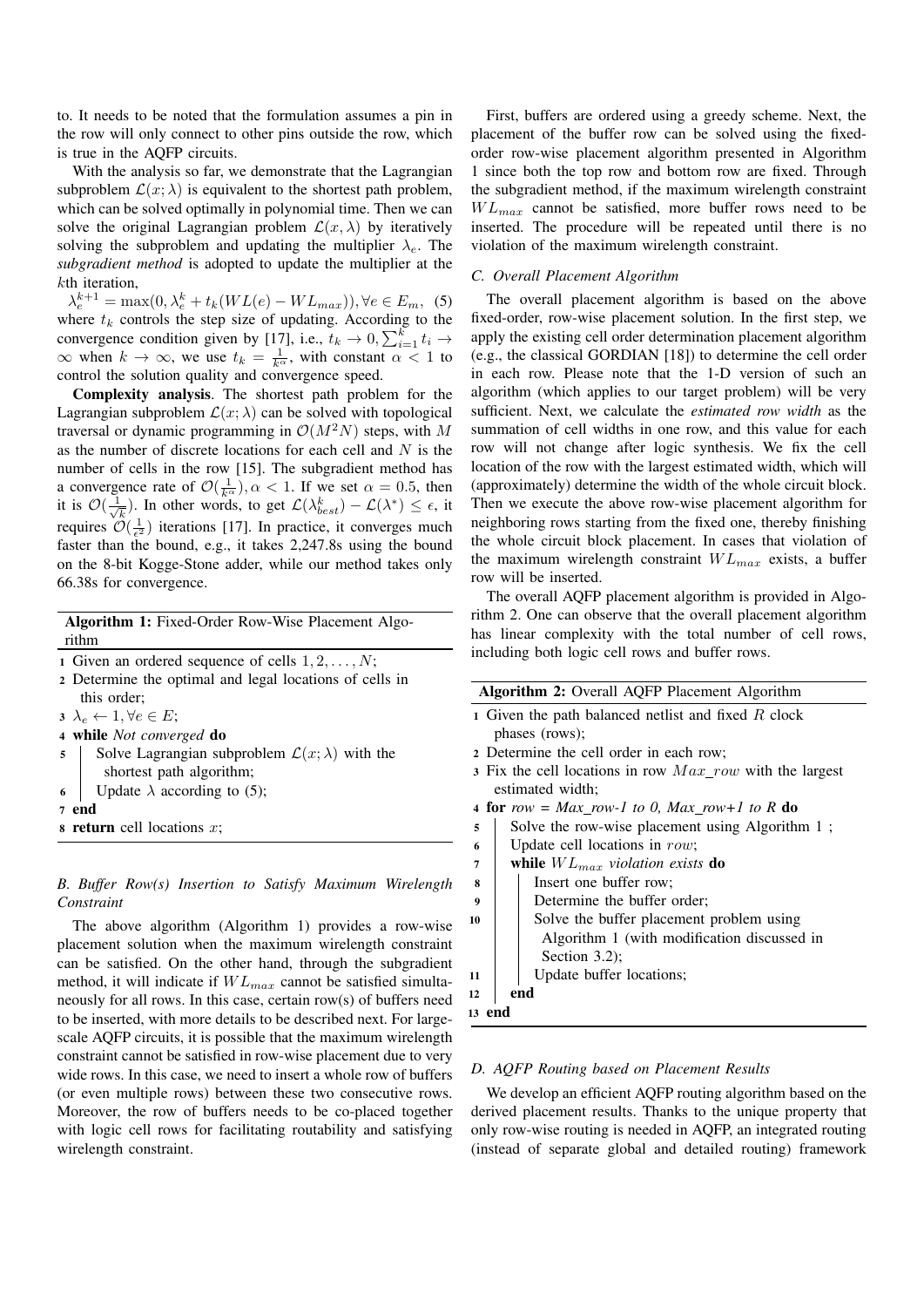to. It needs to be noted that the formulation assumes a pin in the row will only connect to other pins outside the row, which is true in the AQFP circuits.

With the analysis so far, we demonstrate that the Lagrangian subproblem $\mathcal{L}(x;\lambda)$ is equivalent to the shortest path problem, which can be solved optimally in polynomial time. Then we can solve the original Lagrangian problem $\mathcal{L}(x,\lambda)$ by iteratively solving the subproblem and updating the multiplier $\lambda_e$. The *subgradient method* is adopted to update the multiplier at the $k$th iteration,

$$\lambda_e^{k+1} = \max(0, \lambda_e^k + t_k(WL(e) - WL_{max})), \forall e \in E_m, \quad (5)$$

where $t_k$ controls the step size of updating. According to the convergence condition given by [17], i.e., $t_k \to 0, \sum_{i=1}^{k} t_i \to \infty$ when $k \to \infty$, we use $t_k = \frac{1}{k^\alpha}$, with constant $\alpha < 1$ to control the solution quality and convergence speed.

**Complexity analysis**. The shortest path problem for the Lagrangian subproblem $\mathcal{L}(x;\lambda)$ can be solved with topological traversal or dynamic programming in $\mathcal{O}(M^2N)$ steps, with $M$ as the number of discrete locations for each cell and $N$ is the number of cells in the row [15]. The subgradient method has a convergence rate of $\mathcal{O}(\frac{1}{k^\alpha}), \alpha < 1$. If we set $\alpha = 0.5$, then it is $\mathcal{O}(\frac{1}{\sqrt{k}})$. In other words, to get $\mathcal{L}(\lambda_{best}^k) - \mathcal{L}(\lambda^*) \leq \epsilon$, it requires $\mathcal{O}(\frac{1}{\epsilon^2})$ iterations [17]. In practice, it converges much faster than the bound, e.g., it takes 2,247.8s using the bound on the 8-bit Kogge-Stone adder, while our method takes only 66.38s for convergence.

**Algorithm 1:** Fixed-Order Row-Wise Placement Algorithm

```
1 Given an ordered sequence of cells 1, 2, ..., N;
2 Determine the optimal and legal locations of cells in
    this order;
3 λ_e ← 1, ∀e ∈ E;
4 while Not converged do
5 |   Solve Lagrangian subproblem L(x; λ) with the
  |     shortest path algorithm;
6 |   Update λ according to (5);
7 end
8 return cell locations x;
```

### B. Buffer Row(s) Insertion to Satisfy Maximum Wirelength Constraint

The above algorithm (Algorithm 1) provides a row-wise placement solution when the maximum wirelength constraint can be satisfied. On the other hand, through the subgradient method, it will indicate if $WL_{max}$ cannot be satisfied simultaneously for all rows. In this case, certain row(s) of buffers need to be inserted, with more details to be described next. For large-scale AQFP circuits, it is possible that the maximum wirelength constraint cannot be satisfied in row-wise placement due to very wide rows. In this case, we need to insert a whole row of buffers (or even multiple rows) between these two consecutive rows. Moreover, the row of buffers needs to be co-placed together with logic cell rows for facilitating routability and satisfying wirelength constraint.

First, buffers are ordered using a greedy scheme. Next, the placement of the buffer row can be solved using the fixed-order row-wise placement algorithm presented in Algorithm 1 since both the top row and bottom row are fixed. Through the subgradient method, if the maximum wirelength constraint $WL_{max}$ cannot be satisfied, more buffer rows need to be inserted. The procedure will be repeated until there is no violation of the maximum wirelength constraint.

### C. Overall Placement Algorithm

The overall placement algorithm is based on the above fixed-order, row-wise placement solution. In the first step, we apply the existing cell order determination placement algorithm (e.g., the classical GORDIAN [18]) to determine the cell order in each row. Please note that the 1-D version of such an algorithm (which applies to our target problem) will be very sufficient. Next, we calculate the *estimated row width* as the summation of cell widths in one row, and this value for each row will not change after logic synthesis. We fix the cell location of the row with the largest estimated width, which will (approximately) determine the width of the whole circuit block. Then we execute the above row-wise placement algorithm for neighboring rows starting from the fixed one, thereby finishing the whole circuit block placement. In cases that violation of the maximum wirelength constraint $WL_{max}$ exists, a buffer row will be inserted.

The overall AQFP placement algorithm is provided in Algorithm 2. One can observe that the overall placement algorithm has linear complexity with the total number of cell rows, including both logic cell rows and buffer rows.

**Algorithm 2:** Overall AQFP Placement Algorithm

```
1  Given the path balanced netlist and fixed R clock
     phases (rows);
2  Determine the cell order in each row;
3  Fix the cell locations in row Max_row with the largest
     estimated width;
4  for row = Max_row-1 to 0, Max_row+1 to R do
5  |   Solve the row-wise placement using Algorithm 1 ;
6  |   Update cell locations in row;
7  |   while WL_max violation exists do
8  |   |   Insert one buffer row;
9  |   |   Determine the buffer order;
10 |   |   Solve the buffer placement problem using
   |   |     Algorithm 1 (with modification discussed in
   |   |     Section 3.2);
11 |   |   Update buffer locations;
12 |   end
13 end
```

### D. AQFP Routing based on Placement Results

We develop an efficient AQFP routing algorithm based on the derived placement results. Thanks to the unique property that only row-wise routing is needed in AQFP, an integrated routing (instead of separate global and detailed routing) framework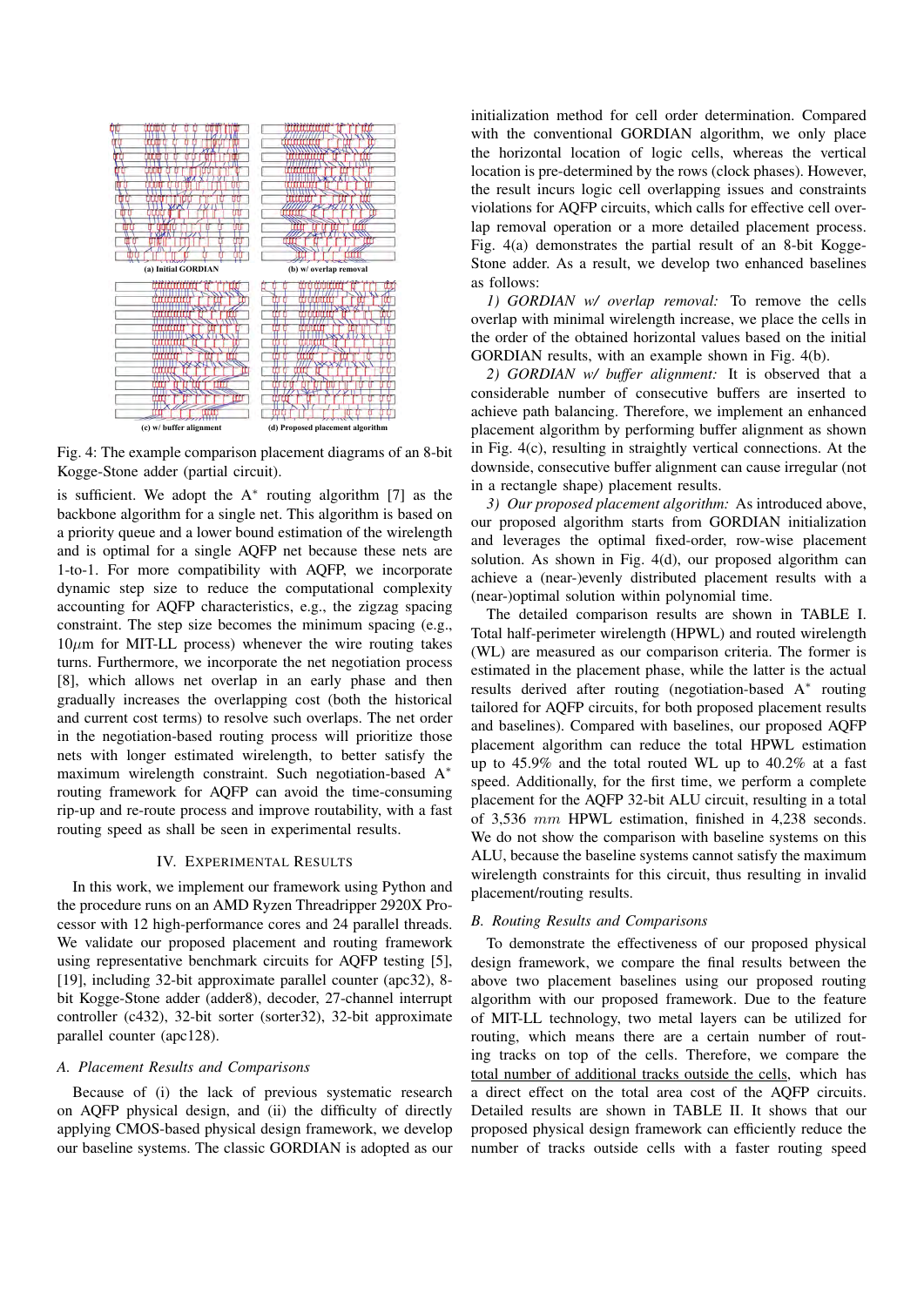(a) Initial GORDIAN (b) w/ overlap removal (c) w/ buffer alignment (d) Proposed placement algorithm

Fig. 4: The example comparison placement diagrams of an 8-bit Kogge-Stone adder (partial circuit).

is sufficient. We adopt the A* routing algorithm [7] as the backbone algorithm for a single net. This algorithm is based on a priority queue and a lower bound estimation of the wirelength and is optimal for a single AQFP net because these nets are 1-to-1. For more compatibility with AQFP, we incorporate dynamic step size to reduce the computational complexity accounting for AQFP characteristics, e.g., the zigzag spacing constraint. The step size becomes the minimum spacing (e.g., $10\mu$m for MIT-LL process) whenever the wire routing takes turns. Furthermore, we incorporate the net negotiation process [8], which allows net overlap in an early phase and then gradually increases the overlapping cost (both the historical and current cost terms) to resolve such overlaps. The net order in the negotiation-based routing process will prioritize those nets with longer estimated wirelength, to better satisfy the maximum wirelength constraint. Such negotiation-based A* routing framework for AQFP can avoid the time-consuming rip-up and re-route process and improve routability, with a fast routing speed as shall be seen in experimental results.

## IV. Experimental Results

In this work, we implement our framework using Python and the procedure runs on an AMD Ryzen Threadripper 2920X Processor with 12 high-performance cores and 24 parallel threads. We validate our proposed placement and routing framework using representative benchmark circuits for AQFP testing [5], [19], including 32-bit approximate parallel counter (apc32), 8-bit Kogge-Stone adder (adder8), decoder, 27-channel interrupt controller (c432), 32-bit sorter (sorter32), 32-bit approximate parallel counter (apc128).

### A. Placement Results and Comparisons

Because of (i) the lack of previous systematic research on AQFP physical design, and (ii) the difficulty of directly applying CMOS-based physical design framework, we develop our baseline systems. The classic GORDIAN is adopted as our initialization method for cell order determination. Compared with the conventional GORDIAN algorithm, we only place the horizontal location of logic cells, whereas the vertical location is pre-determined by the rows (clock phases). However, the result incurs logic cell overlapping issues and constraints violations for AQFP circuits, which calls for effective cell overlap removal operation or a more detailed placement process. Fig. 4(a) demonstrates the partial result of an 8-bit Kogge-Stone adder. As a result, we develop two enhanced baselines as follows:

*1) GORDIAN w/ overlap removal:* To remove the cells overlap with minimal wirelength increase, we place the cells in the order of the obtained horizontal values based on the initial GORDIAN results, with an example shown in Fig. 4(b).

*2) GORDIAN w/ buffer alignment:* It is observed that a considerable number of consecutive buffers are inserted to achieve path balancing. Therefore, we implement an enhanced placement algorithm by performing buffer alignment as shown in Fig. 4(c), resulting in straightly vertical connections. At the downside, consecutive buffer alignment can cause irregular (not in a rectangle shape) placement results.

*3) Our proposed placement algorithm:* As introduced above, our proposed algorithm starts from GORDIAN initialization and leverages the optimal fixed-order, row-wise placement solution. As shown in Fig. 4(d), our proposed algorithm can achieve a (near-)evenly distributed placement results with a (near-)optimal solution within polynomial time.

The detailed comparison results are shown in TABLE I. Total half-perimeter wirelength (HPWL) and routed wirelength (WL) are measured as our comparison criteria. The former is estimated in the placement phase, while the latter is the actual results derived after routing (negotiation-based A* routing tailored for AQFP circuits, for both proposed placement results and baselines). Compared with baselines, our proposed AQFP placement algorithm can reduce the total HPWL estimation up to 45.9% and the total routed WL up to 40.2% at a fast speed. Additionally, for the first time, we perform a complete placement for the AQFP 32-bit ALU circuit, resulting in a total of 3,536 $mm$ HPWL estimation, finished in 4,238 seconds. We do not show the comparison with baseline systems on this ALU, because the baseline systems cannot satisfy the maximum wirelength constraints for this circuit, thus resulting in invalid placement/routing results.

### B. Routing Results and Comparisons

To demonstrate the effectiveness of our proposed physical design framework, we compare the final results between the above two placement baselines using our proposed routing algorithm with our proposed framework. Due to the feature of MIT-LL technology, two metal layers can be utilized for routing, which means there are a certain number of routing tracks on top of the cells. Therefore, we compare the total number of additional tracks outside the cells, which has a direct effect on the total area cost of the AQFP circuits. Detailed results are shown in TABLE II. It shows that our proposed physical design framework can efficiently reduce the number of tracks outside cells with a faster routing speed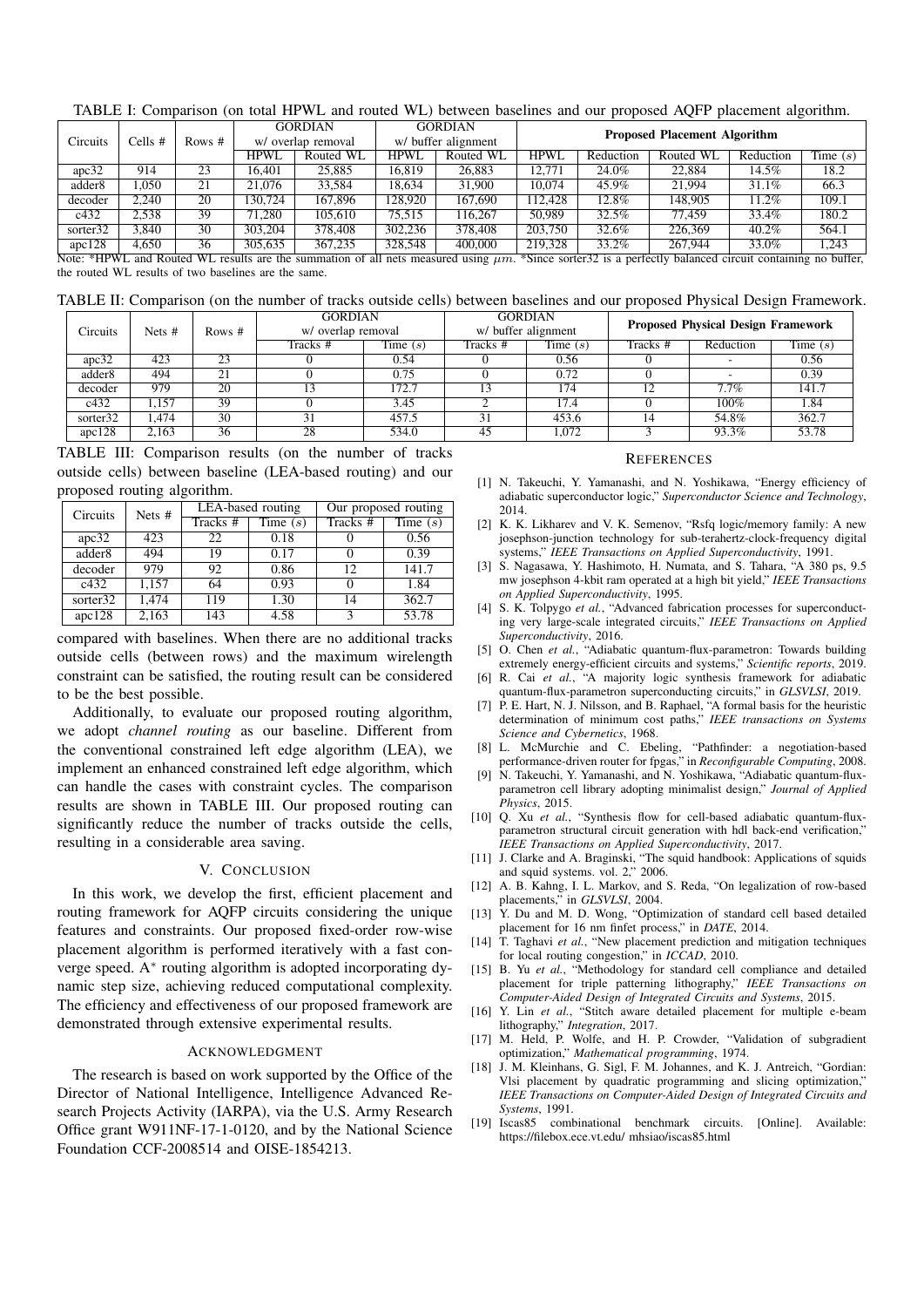TABLE I: Comparison (on total HPWL and routed WL) between baselines and our proposed AQFP placement algorithm.

| Circuits | Cells # | Rows # | GORDIAN w/ overlap removal | | GORDIAN w/ buffer alignment | | Proposed Placement Algorithm | | | | |
|---|---|---|---|---|---|---|---|---|---|---|---|
| | | | HPWL | Routed WL | HPWL | Routed WL | HPWL | Reduction | Routed WL | Reduction | Time (s) |
| apc32 | 914 | 23 | 16,401 | 25,885 | 16,819 | 26,883 | 12,771 | 24.0% | 22,884 | 14.5% | 18.2 |
| adder8 | 1,050 | 21 | 21,076 | 33,584 | 18,634 | 31,900 | 10,074 | 45.9% | 21,994 | 31.1% | 66.3 |
| decoder | 2,240 | 20 | 130,724 | 167,896 | 128,920 | 167,690 | 112,428 | 12.8% | 148,905 | 11.2% | 109.1 |
| c432 | 2,538 | 39 | 71,280 | 105,610 | 75,515 | 116,267 | 50,989 | 32.5% | 77,459 | 33.4% | 180.2 |
| sorter32 | 3,840 | 30 | 303,204 | 378,408 | 302,236 | 378,408 | 203,750 | 32.6% | 226,369 | 40.2% | 564.1 |
| apc128 | 4,650 | 36 | 305,635 | 367,235 | 328,548 | 400,000 | 219,328 | 33.2% | 267,944 | 33.0% | 1,243 |

Note: *HPWL and Routed WL results are the summation of all nets measured using $\mu m$. *Since sorter32 is a perfectly balanced circuit containing no buffer, the routed WL results of two baselines are the same.

TABLE II: Comparison (on the number of tracks outside cells) between baselines and our proposed Physical Design Framework.

| Circuits | Nets # | Rows # | GORDIAN w/ overlap removal | | GORDIAN w/ buffer alignment | | Proposed Physical Design Framework | | |
|---|---|---|---|---|---|---|---|---|---|
| | | | Tracks # | Time (s) | Tracks # | Time (s) | Tracks # | Reduction | Time (s) |
| apc32 | 423 | 23 | 0 | 0.54 | 0 | 0.56 | 0 | - | 0.56 |
| adder8 | 494 | 21 | 0 | 0.75 | 0 | 0.72 | 0 | - | 0.39 |
| decoder | 979 | 20 | 13 | 172.7 | 13 | 174 | 12 | 7.7% | 141.7 |
| c432 | 1,157 | 39 | 0 | 3.45 | 2 | 17.4 | 0 | 100% | 1.84 |
| sorter32 | 1,474 | 30 | 31 | 457.5 | 31 | 453.6 | 14 | 54.8% | 362.7 |
| apc128 | 2,163 | 36 | 28 | 534.0 | 45 | 1,072 | 3 | 93.3% | 53.78 |

TABLE III: Comparison results (on the number of tracks outside cells) between baseline (LEA-based routing) and our proposed routing algorithm.

| Circuits | Nets # | LEA-based routing | | Our proposed routing | |
|---|---|---|---|---|---|
| | | Tracks # | Time (s) | Tracks # | Time (s) |
| apc32 | 423 | 22 | 0.18 | 0 | 0.56 |
| adder8 | 494 | 19 | 0.17 | 0 | 0.39 |
| decoder | 979 | 92 | 0.86 | 12 | 141.7 |
| c432 | 1,157 | 64 | 0.93 | 0 | 1.84 |
| sorter32 | 1,474 | 119 | 1.30 | 14 | 362.7 |
| apc128 | 2,163 | 143 | 4.58 | 3 | 53.78 |

compared with baselines. When there are no additional tracks outside cells (between rows) and the maximum wirelength constraint can be satisfied, the routing result can be considered to be the best possible.

Additionally, to evaluate our proposed routing algorithm, we adopt *channel routing* as our baseline. Different from the conventional constrained left edge algorithm (LEA), we implement an enhanced constrained left edge algorithm, which can handle the cases with constraint cycles. The comparison results are shown in TABLE III. Our proposed routing can significantly reduce the number of tracks outside the cells, resulting in a considerable area saving.

## V. Conclusion

In this work, we develop the first, efficient placement and routing framework for AQFP circuits considering the unique features and constraints. Our proposed fixed-order row-wise placement algorithm is performed iteratively with a fast converge speed. A* routing algorithm is adopted incorporating dynamic step size, achieving reduced computational complexity. The efficiency and effectiveness of our proposed framework are demonstrated through extensive experimental results.

## Acknowledgment

The research is based on work supported by the Office of the Director of National Intelligence, Intelligence Advanced Research Projects Activity (IARPA), via the U.S. Army Research Office grant W911NF-17-1-0120, and by the National Science Foundation CCF-2008514 and OISE-1854213.

## References

[1] N. Takeuchi, Y. Yamanashi, and N. Yoshikawa, "Energy efficiency of adiabatic superconductor logic," *Superconductor Science and Technology*, 2014.

[2] K. K. Likharev and V. K. Semenov, "Rsfq logic/memory family: A new josephson-junction technology for sub-terahertz-clock-frequency digital systems," *IEEE Transactions on Applied Superconductivity*, 1991.

[3] S. Nagasawa, Y. Hashimoto, H. Numata, and S. Tahara, "A 380 ps, 9.5 mw josephson 4-kbit ram operated at a high bit yield," *IEEE Transactions on Applied Superconductivity*, 1995.

[4] S. K. Tolpygo *et al.*, "Advanced fabrication processes for superconducting very large-scale integrated circuits," *IEEE Transactions on Applied Superconductivity*, 2016.

[5] O. Chen *et al.*, "Adiabatic quantum-flux-parametron: Towards building extremely energy-efficient circuits and systems," *Scientific reports*, 2019.

[6] R. Cai *et al.*, "A majority logic synthesis framework for adiabatic quantum-flux-parametron superconducting circuits," in *GLSVLSI*, 2019.

[7] P. E. Hart, N. J. Nilsson, and B. Raphael, "A formal basis for the heuristic determination of minimum cost paths," *IEEE transactions on Systems Science and Cybernetics*, 1968.

[8] L. McMurchie and C. Ebeling, "Pathfinder: a negotiation-based performance-driven router for fpgas," in *Reconfigurable Computing*, 2008.

[9] N. Takeuchi, Y. Yamanashi, and N. Yoshikawa, "Adiabatic quantum-flux-parametron cell library adopting minimalist design," *Journal of Applied Physics*, 2015.

[10] Q. Xu *et al.*, "Synthesis flow for cell-based adiabatic quantum-flux-parametron structural circuit generation with hdl back-end verification," *IEEE Transactions on Applied Superconductivity*, 2017.

[11] J. Clarke and A. Braginski, "The squid handbook: Applications of squids and squid systems. vol. 2," 2006.

[12] A. B. Kahng, I. L. Markov, and S. Reda, "On legalization of row-based placements," in *GLSVLSI*, 2004.

[13] Y. Du and M. D. Wong, "Optimization of standard cell based detailed placement for 16 nm finfet process," in *DATE*, 2014.

[14] T. Taghavi *et al.*, "New placement prediction and mitigation techniques for local routing congestion," in *ICCAD*, 2010.

[15] B. Yu *et al.*, "Methodology for standard cell compliance and detailed placement for triple patterning lithography," *IEEE Transactions on Computer-Aided Design of Integrated Circuits and Systems*, 2015.

[16] Y. Lin *et al.*, "Stitch aware detailed placement for multiple e-beam lithography," *Integration*, 2017.

[17] M. Held, P. Wolfe, and H. P. Crowder, "Validation of subgradient optimization," *Mathematical programming*, 1974.

[18] J. M. Kleinhans, G. Sigl, F. M. Johannes, and K. J. Antreich, "Gordian: Vlsi placement by quadratic programming and slicing optimization," *IEEE Transactions on Computer-Aided Design of Integrated Circuits and Systems*, 1991.

[19] Iscas85 combinational benchmark circuits. [Online]. Available: https://filebox.ece.vt.edu/ mhsiao/iscas85.html